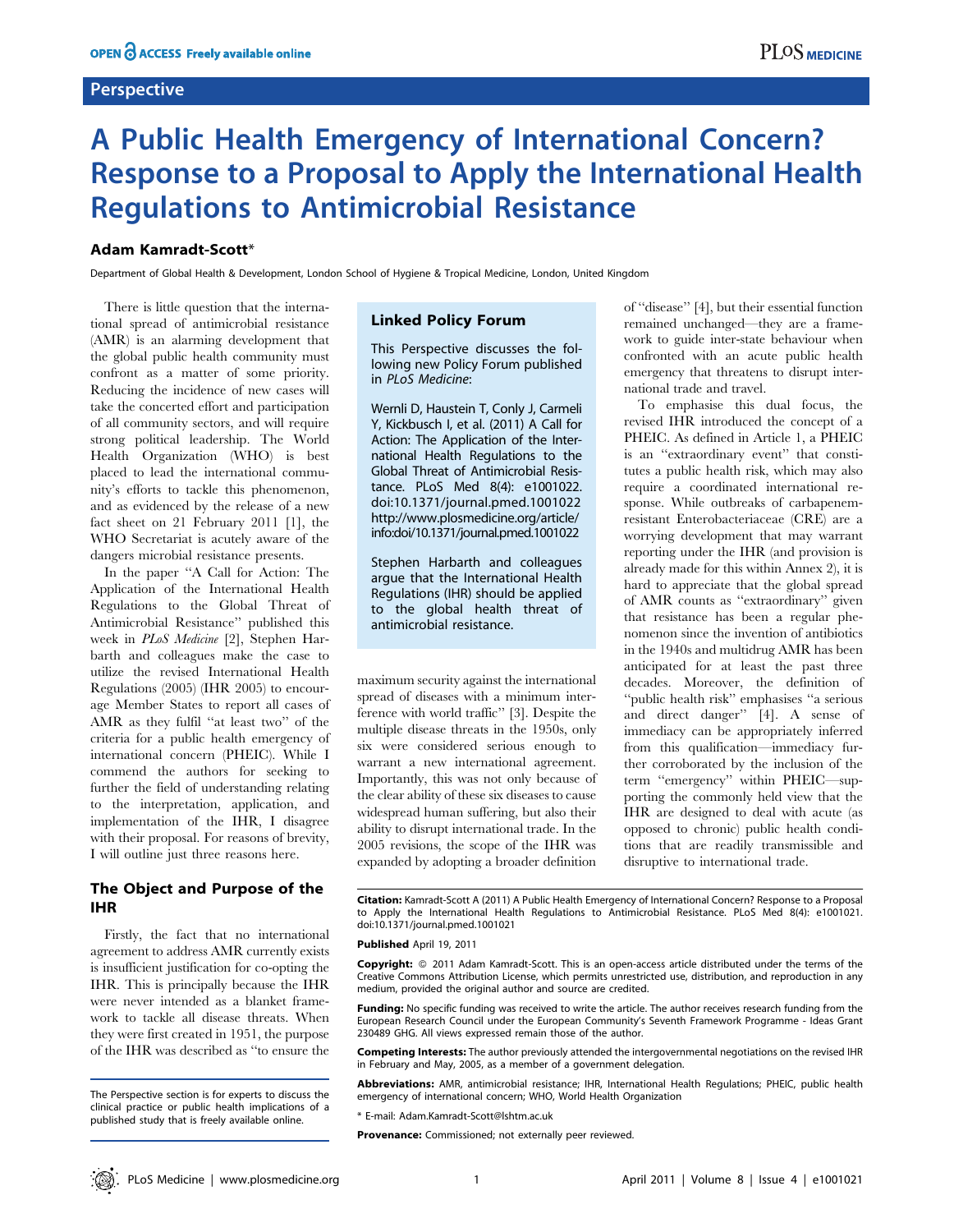Perspective

# A Public Health Emergency of International Concern? Response to a Proposal to Apply the International Health Regulations to Antimicrobial Resistance

**Adam Kamradt-Scott***

Department of Global Health & Development, London School of Hygiene & Tropical Medicine, London, United Kingdom

There is little question that the international spread of antimicrobial resistance (AMR) is an alarming development that the global public health community must confront as a matter of some priority. Reducing the incidence of new cases will take the concerted effort and participation of all community sectors, and will require strong political leadership. The World Health Organization (WHO) is best placed to lead the international community's efforts to tackle this phenomenon, and as evidenced by the release of a new fact sheet on 21 February 2011 [1], the WHO Secretariat is acutely aware of the dangers microbial resistance presents.

In the paper "A Call for Action: The Application of the International Health Regulations to the Global Threat of Antimicrobial Resistance" published this week in *PLoS Medicine* [2], Stephen Harbarth and colleagues make the case to utilize the revised International Health Regulations (2005) (IHR 2005) to encourage Member States to report all cases of AMR as they fulfil "at least two" of the criteria for a public health emergency of international concern (PHEIC). While I commend the authors for seeking to further the field of understanding relating to the interpretation, application, and implementation of the IHR, I disagree with their proposal. For reasons of brevity, I will outline just three reasons here.

### Linked Policy Forum

This Perspective discusses the following new Policy Forum published in *PLoS Medicine*:

Wernli D, Haustein T, Conly J, Carmeli Y, Kickbusch I, et al. (2011) A Call for Action: The Application of the International Health Regulations to the Global Threat of Antimicrobial Resistance. PLoS Med 8(4): e1001022. doi:10.1371/journal.pmed.1001022 http://www.plosmedicine.org/article/info:doi/10.1371/journal.pmed.1001022

Stephen Harbarth and colleagues argue that the International Health Regulations (IHR) should be applied to the global health threat of antimicrobial resistance.

## The Object and Purpose of the IHR

Firstly, the fact that no international agreement to address AMR currently exists is insufficient justification for co-opting the IHR. This is principally because the IHR were never intended as a blanket framework to tackle all disease threats. When they were first created in 1951, the purpose of the IHR was described as "to ensure the maximum security against the international spread of diseases with a minimum interference with world traffic" [3]. Despite the multiple disease threats in the 1950s, only six were considered serious enough to warrant a new international agreement. Importantly, this was not only because of the clear ability of these six diseases to cause widespread human suffering, but also their ability to disrupt international trade. In the 2005 revisions, the scope of the IHR was expanded by adopting a broader definition of "disease" [4], but their essential function remained unchanged—they are a framework to guide inter-state behaviour when confronted with an acute public health emergency that threatens to disrupt international trade and travel.

To emphasise this dual focus, the revised IHR introduced the concept of a PHEIC. As defined in Article 1, a PHEIC is an "extraordinary event" that constitutes a public health risk, which may also require a coordinated international response. While outbreaks of carbapenem-resistant Enterobacteriaceae (CRE) are a worrying development that may warrant reporting under the IHR (and provision is already made for this within Annex 2), it is hard to appreciate that the global spread of AMR counts as "extraordinary" given that resistance has been a regular phenomenon since the invention of antibiotics in the 1940s and multidrug AMR has been anticipated for at least the past three decades. Moreover, the definition of "public health risk" emphasises "a serious and direct danger" [4]. A sense of immediacy can be appropriately inferred from this qualification—immediacy further corroborated by the inclusion of the term "emergency" within PHEIC—supporting the commonly held view that the IHR are designed to deal with acute (as opposed to chronic) public health conditions that are readily transmissible and disruptive to international trade.

The Perspective section is for experts to discuss the clinical practice or public health implications of a published study that is freely available online.

**Citation:** Kamradt-Scott A (2011) A Public Health Emergency of International Concern? Response to a Proposal to Apply the International Health Regulations to Antimicrobial Resistance. PLoS Med 8(4): e1001021. doi:10.1371/journal.pmed.1001021

**Published** April 19, 2011

**Copyright:** © 2011 Adam Kamradt-Scott. This is an open-access article distributed under the terms of the Creative Commons Attribution License, which permits unrestricted use, distribution, and reproduction in any medium, provided the original author and source are credited.

**Funding:** No specific funding was received to write the article. The author receives research funding from the European Research Council under the European Community's Seventh Framework Programme - Ideas Grant 230489 GHG. All views expressed remain those of the author.

**Competing Interests:** The author previously attended the intergovernmental negotiations on the revised IHR in February and May, 2005, as a member of a government delegation.

**Abbreviations:** AMR, antimicrobial resistance; IHR, International Health Regulations; PHEIC, public health emergency of international concern; WHO, World Health Organization

* E-mail: Adam.Kamradt-Scott@lshtm.ac.uk

**Provenance:** Commissioned; not externally peer reviewed.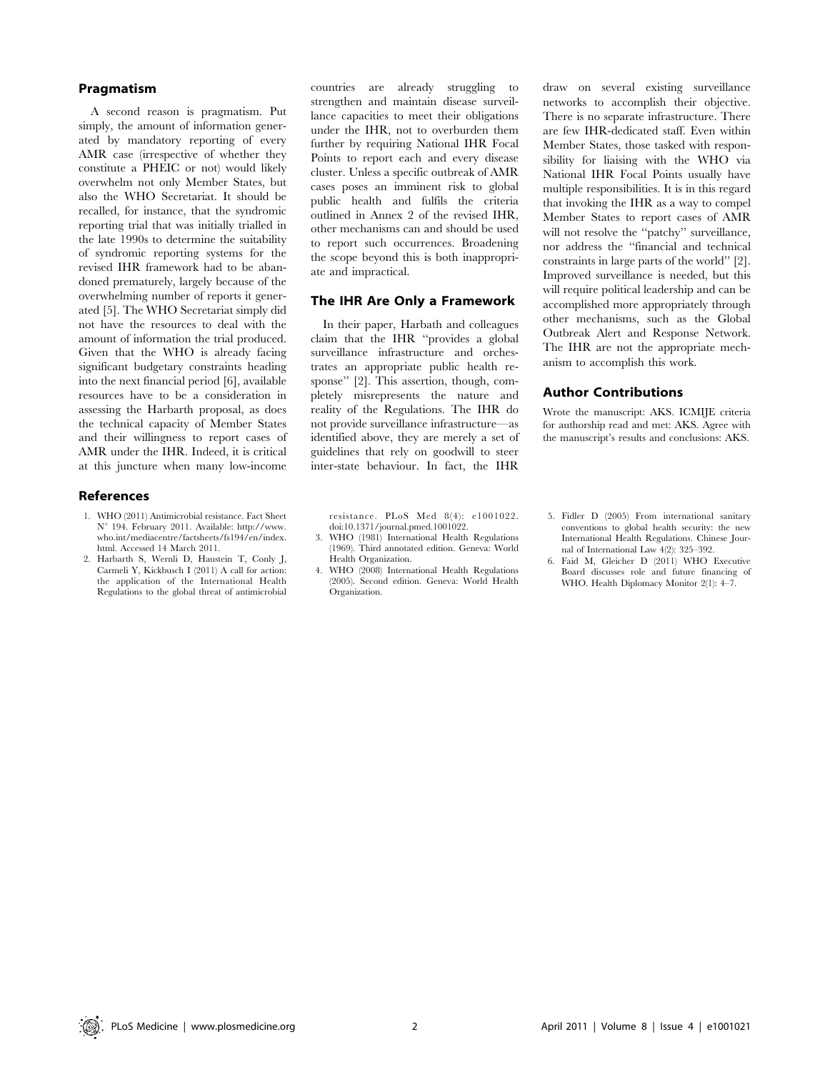## Pragmatism

A second reason is pragmatism. Put simply, the amount of information generated by mandatory reporting of every AMR case (irrespective of whether they constitute a PHEIC or not) would likely overwhelm not only Member States, but also the WHO Secretariat. It should be recalled, for instance, that the syndromic reporting trial that was initially trialled in the late 1990s to determine the suitability of syndromic reporting systems for the revised IHR framework had to be abandoned prematurely, largely because of the overwhelming number of reports it generated [5]. The WHO Secretariat simply did not have the resources to deal with the amount of information the trial produced. Given that the WHO is already facing significant budgetary constraints heading into the next financial period [6], available resources have to be a consideration in assessing the Harbarth proposal, as does the technical capacity of Member States and their willingness to report cases of AMR under the IHR. Indeed, it is critical at this juncture when many low-income countries are already struggling to strengthen and maintain disease surveillance capacities to meet their obligations under the IHR, not to overburden them further by requiring National IHR Focal Points to report each and every disease cluster. Unless a specific outbreak of AMR cases poses an imminent risk to global public health and fulfils the criteria outlined in Annex 2 of the revised IHR, other mechanisms can and should be used to report such occurrences. Broadening the scope beyond this is both inappropriate and impractical.

## The IHR Are Only a Framework

In their paper, Harbath and colleagues claim that the IHR "provides a global surveillance infrastructure and orchestrates an appropriate public health response" [2]. This assertion, though, completely misrepresents the nature and reality of the Regulations. The IHR do not provide surveillance infrastructure—as identified above, they are merely a set of guidelines that rely on goodwill to steer inter-state behaviour. In fact, the IHR draw on several existing surveillance networks to accomplish their objective. There is no separate infrastructure. There are few IHR-dedicated staff. Even within Member States, those tasked with responsibility for liaising with the WHO via National IHR Focal Points usually have multiple responsibilities. It is in this regard that invoking the IHR as a way to compel Member States to report cases of AMR will not resolve the "patchy" surveillance, nor address the "financial and technical constraints in large parts of the world" [2]. Improved surveillance is needed, but this will require political leadership and can be accomplished more appropriately through other mechanisms, such as the Global Outbreak Alert and Response Network. The IHR are not the appropriate mechanism to accomplish this work.

## Author Contributions

Wrote the manuscript: AKS. ICMIJE criteria for authorship read and met: AKS. Agree with the manuscript's results and conclusions: AKS.

## References

1. WHO (2011) Antimicrobial resistance. Fact Sheet N° 194. February 2011. Available: http://www.who.int/mediacentre/factsheets/fs194/en/index.html. Accessed 14 March 2011.
2. Harbarth S, Wernli D, Haustein T, Conly J, Carmeli Y, Kickbusch I (2011) A call for action: the application of the International Health Regulations to the global threat of antimicrobial resistance. PLoS Med 8(4): e1001022. doi:10.1371/journal.pmed.1001022.
3. WHO (1981) International Health Regulations (1969). Third annotated edition. Geneva: World Health Organization.
4. WHO (2008) International Health Regulations (2005). Second edition. Geneva: World Health Organization.
5. Fidler D (2005) From international sanitary conventions to global health security: the new International Health Regulations. Chinese Journal of International Law 4(2): 325–392.
6. Faid M, Gleicher D (2011) WHO Executive Board discusses role and future financing of WHO. Health Diplomacy Monitor 2(1): 4–7.